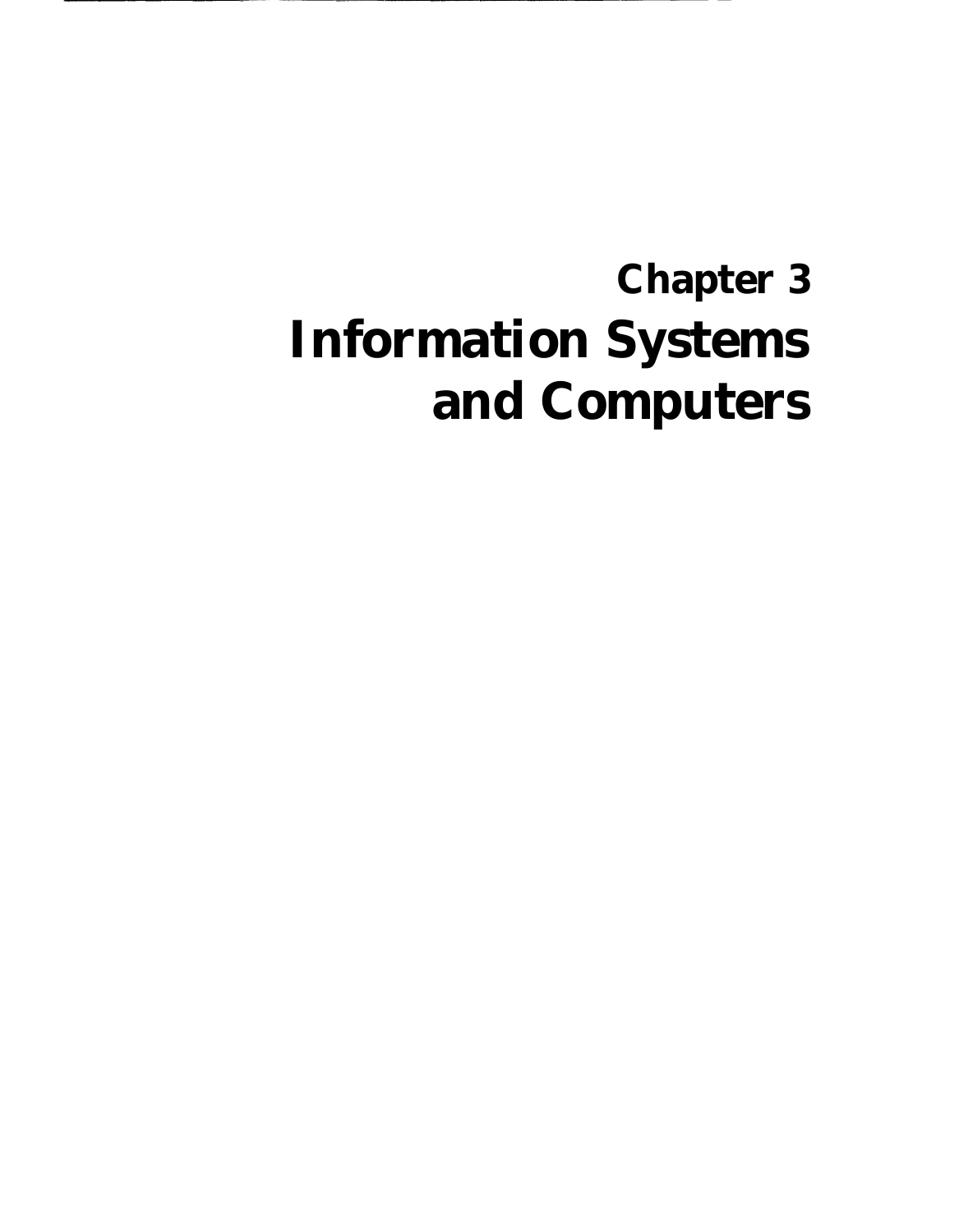# Chapter 3
# Information Systems and Computers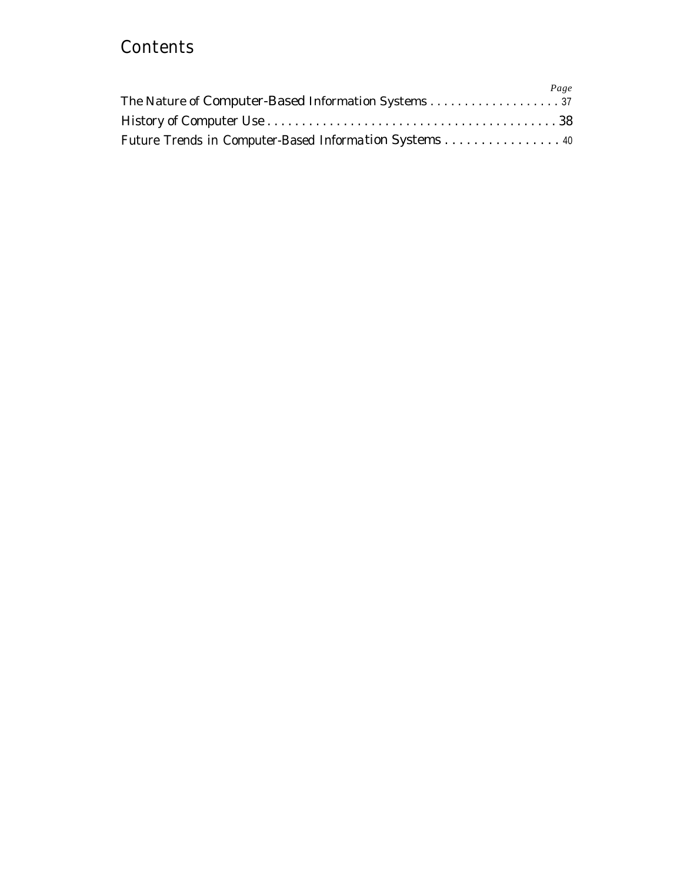# Contents

| | Page |
|---|---|
| The Nature of Computer-Based Information Systems | 37 |
| History of Computer Use | 38 |
| Future Trends in Computer-Based Information Systems | 40 |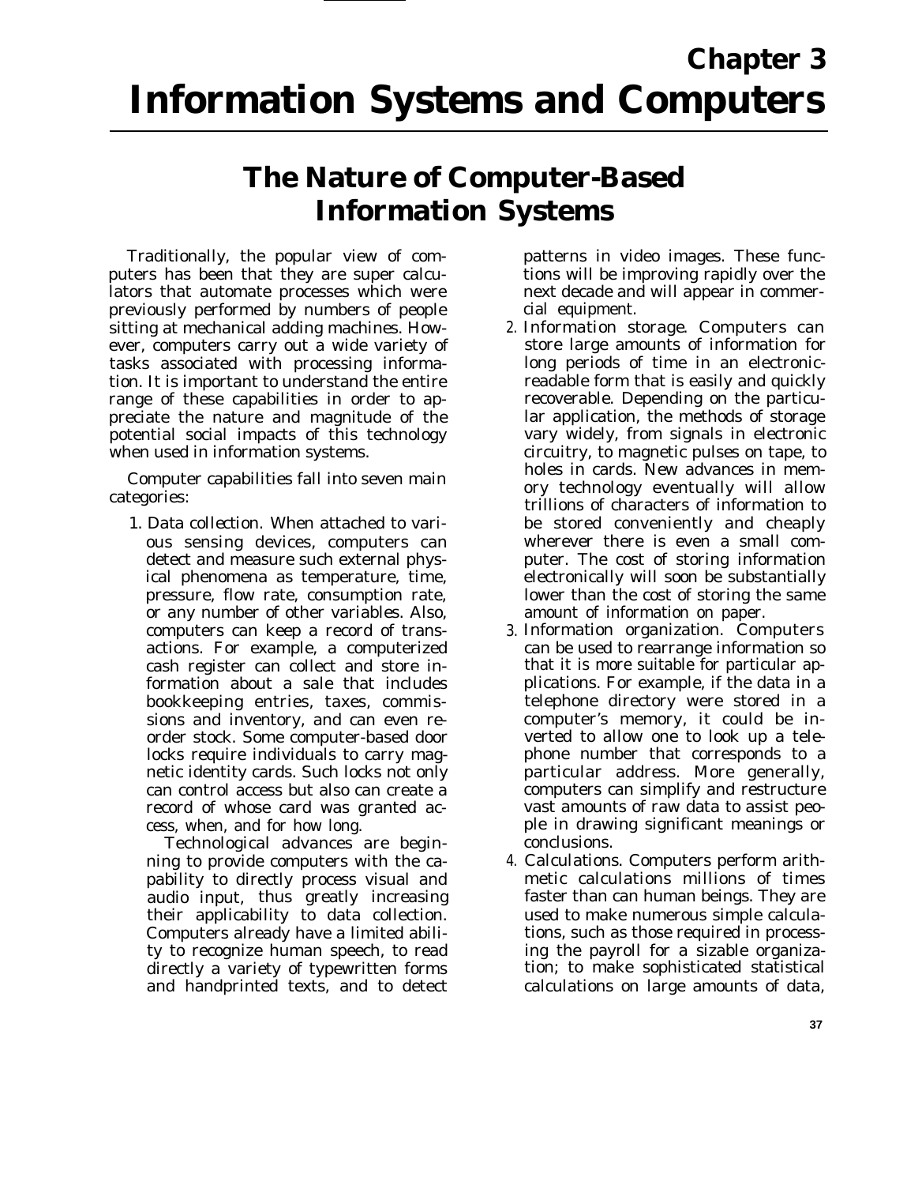# Chapter 3
# Information Systems and Computers

## The Nature of Computer-Based Information Systems

Traditionally, the popular view of computers has been that they are super calculators that automate processes which were previously performed by numbers of people sitting at mechanical adding machines. However, computers carry out a wide variety of tasks associated with processing information. It is important to understand the entire range of these capabilities in order to appreciate the nature and magnitude of the potential social impacts of this technology when used in information systems.

Computer capabilities fall into seven main categories:

1. Data collection. When attached to various sensing devices, computers can detect and measure such external physical phenomena as temperature, time, pressure, flow rate, consumption rate, or any number of other variables. Also, computers can keep a record of transactions. For example, a computerized cash register can collect and store information about a sale that includes bookkeeping entries, taxes, commissions and inventory, and can even reorder stock. Some computer-based door locks require individuals to carry magnetic identity cards. Such locks not only can control access but also can create a record of whose card was granted access, when, and for how long.

   Technological advances are beginning to provide computers with the capability to directly process visual and audio input, thus greatly increasing their applicability to data collection. Computers already have a limited ability to recognize human speech, to read directly a variety of typewritten forms and handprinted texts, and to detect patterns in video images. These functions will be improving rapidly over the next decade and will appear in commercial equipment.
2. Information storage. Computers can store large amounts of information for long periods of time in an electronic-readable form that is easily and quickly recoverable. Depending on the particular application, the methods of storage vary widely, from signals in electronic circuitry, to magnetic pulses on tape, to holes in cards. New advances in memory technology eventually will allow trillions of characters of information to be stored conveniently and cheaply wherever there is even a small computer. The cost of storing information electronically will soon be substantially lower than the cost of storing the same amount of information on paper.
3. Information organization. Computers can be used to rearrange information so that it is more suitable for particular applications. For example, if the data in a telephone directory were stored in a computer's memory, it could be inverted to allow one to look up a telephone number that corresponds to a particular address. More generally, computers can simplify and restructure vast amounts of raw data to assist people in drawing significant meanings or conclusions.
4. Calculations. Computers perform arithmetic calculations millions of times faster than can human beings. They are used to make numerous simple calculations, such as those required in processing the payroll for a sizable organization; to make sophisticated statistical calculations on large amounts of data,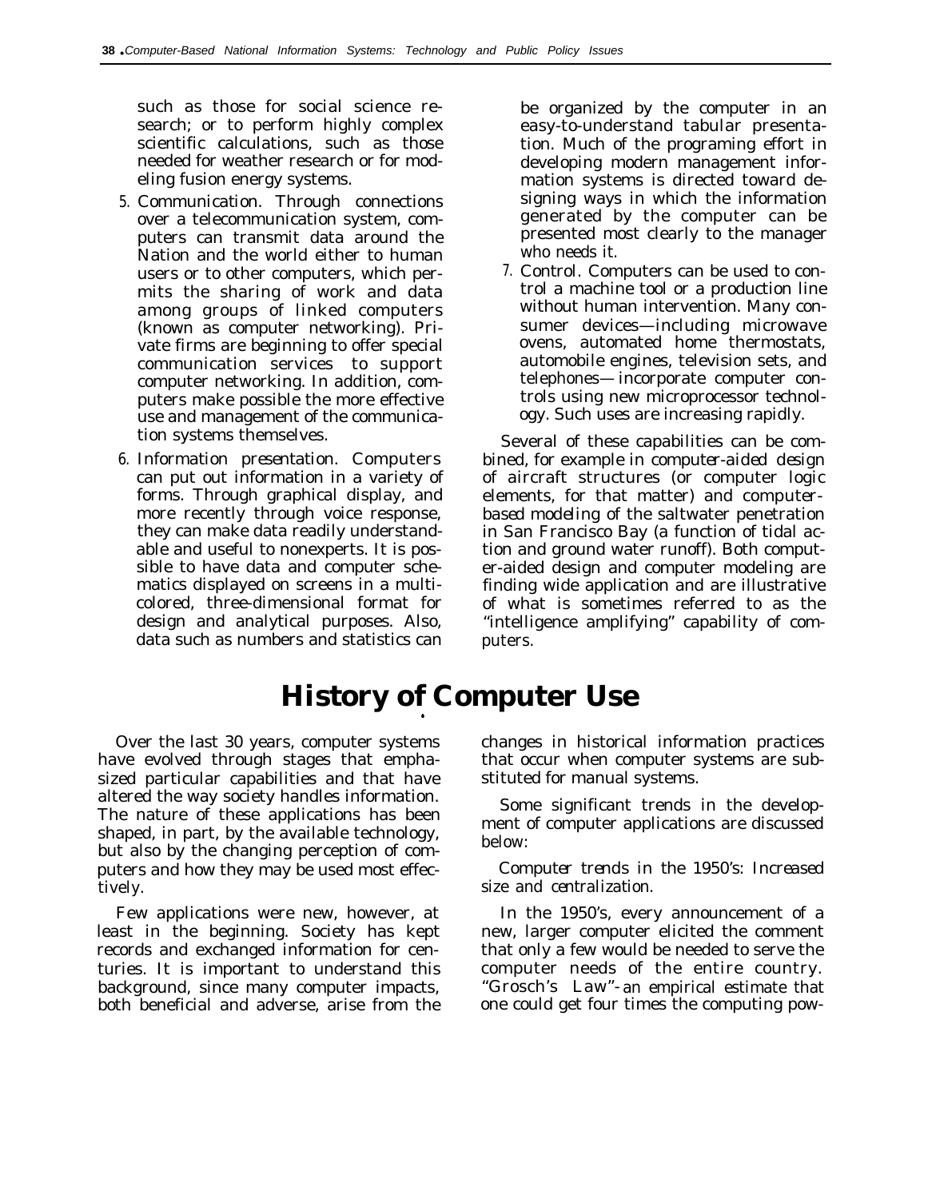such as those for social science research; or to perform highly complex scientific calculations, such as those needed for weather research or for modeling fusion energy systems.

5. Communication. Through connections over a telecommunication system, computers can transmit data around the Nation and the world either to human users or to other computers, which permits the sharing of work and data among groups of linked computers (known as computer networking). Private firms are beginning to offer special communication services to support computer networking. In addition, computers make possible the more effective use and management of the communication systems themselves.
6. Information presentation. Computers can put out information in a variety of forms. Through graphical display, and more recently through voice response, they can make data readily understandable and useful to nonexperts. It is possible to have data and computer schematics displayed on screens in a multicolored, three-dimensional format for design and analytical purposes. Also, data such as numbers and statistics can be organized by the computer in an easy-to-understand tabular presentation. Much of the programing effort in developing modern management information systems is directed toward designing ways in which the information generated by the computer can be presented most clearly to the manager who needs it.
7. Control. Computers can be used to control a machine tool or a production line without human intervention. Many consumer devices—including microwave ovens, automated home thermostats, automobile engines, television sets, and telephones—incorporate computer controls using new microprocessor technology. Such uses are increasing rapidly.

Several of these capabilities can be combined, for example in computer-aided design of aircraft structures (or computer logic elements, for that matter) and computer-based modeling of the saltwater penetration in San Francisco Bay (a function of tidal action and ground water runoff). Both computer-aided design and computer modeling are finding wide application and are illustrative of what is sometimes referred to as the "intelligence amplifying" capability of computers.

# History of Computer Use

Over the last 30 years, computer systems have evolved through stages that emphasized particular capabilities and that have altered the way society handles information. The nature of these applications has been shaped, in part, by the available technology, but also by the changing perception of computers and how they may be used most effectively.

Few applications were new, however, at least in the beginning. Society has kept records and exchanged information for centuries. It is important to understand this background, since many computer impacts, both beneficial and adverse, arise from the changes in historical information practices that occur when computer systems are substituted for manual systems.

Some significant trends in the development of computer applications are discussed below:

*Computer trends in the 1950's: Increased size and centralization.*

In the 1950's, every announcement of a new, larger computer elicited the comment that only a few would be needed to serve the computer needs of the entire country. "Grosch's Law"-an empirical estimate that one could get four times the computing pow-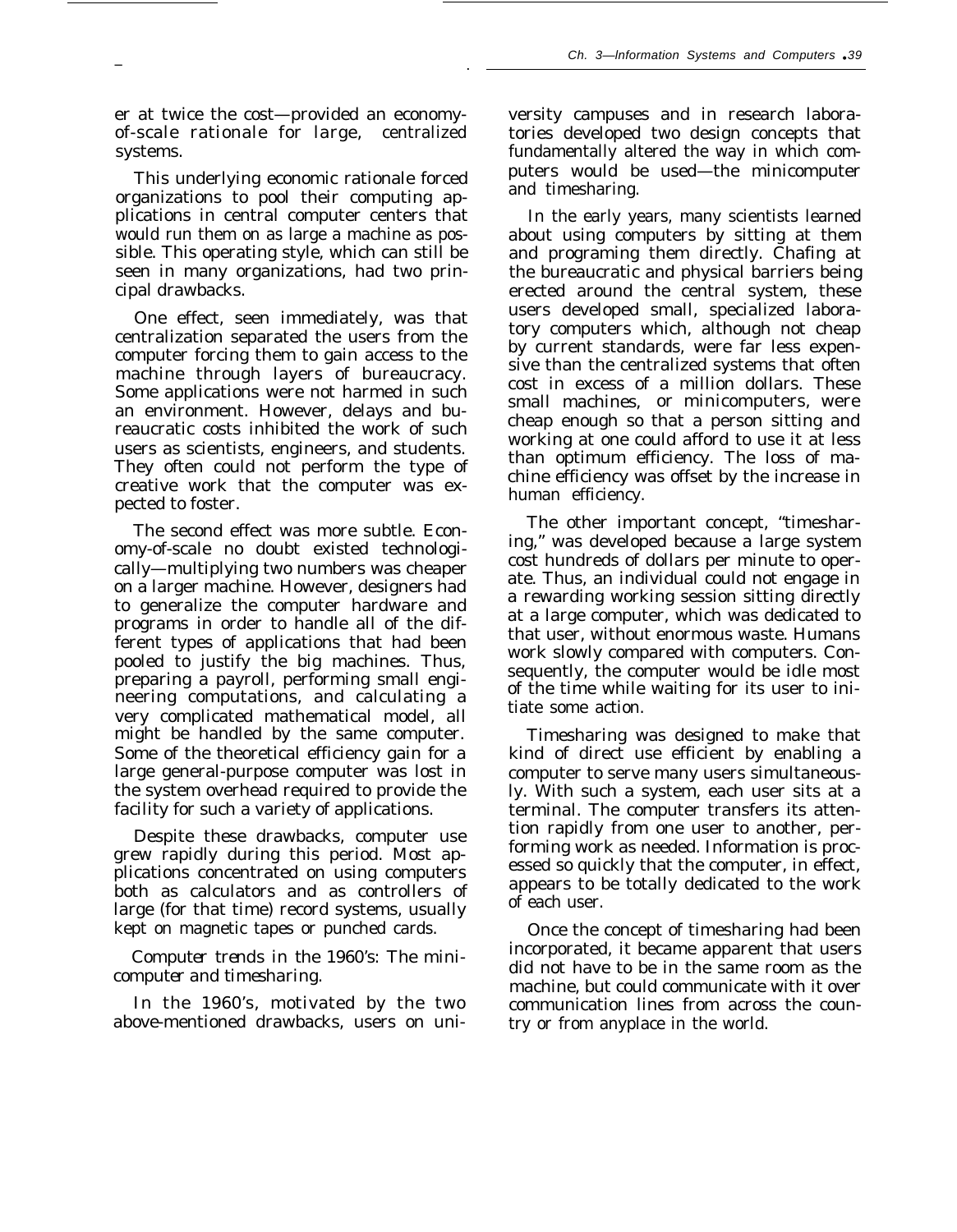er at twice the cost—provided an economy-of-scale rationale for large, centralized systems.

This underlying economic rationale forced organizations to pool their computing applications in central computer centers that would run them on as large a machine as possible. This operating style, which can still be seen in many organizations, had two principal drawbacks.

One effect, seen immediately, was that centralization separated the users from the computer forcing them to gain access to the machine through layers of bureaucracy. Some applications were not harmed in such an environment. However, delays and bureaucratic costs inhibited the work of such users as scientists, engineers, and students. They often could not perform the type of creative work that the computer was expected to foster.

The second effect was more subtle. Economy-of-scale no doubt existed technologically—multiplying two numbers was cheaper on a larger machine. However, designers had to generalize the computer hardware and programs in order to handle all of the different types of applications that had been pooled to justify the big machines. Thus, preparing a payroll, performing small engineering computations, and calculating a very complicated mathematical model, all might be handled by the same computer. Some of the theoretical efficiency gain for a large general-purpose computer was lost in the system overhead required to provide the facility for such a variety of applications.

Despite these drawbacks, computer use grew rapidly during this period. Most applications concentrated on using computers both as calculators and as controllers of large (for that time) record systems, usually kept on magnetic tapes or punched cards.

*Computer trends in the 1960's: The minicomputer and timesharing.*

In the 1960's, motivated by the two above-mentioned drawbacks, users on university campuses and in research laboratories developed two design concepts that fundamentally altered the way in which computers would be used—the minicomputer and timesharing.

In the early years, many scientists learned about using computers by sitting at them and programing them directly. Chafing at the bureaucratic and physical barriers being erected around the central system, these users developed small, specialized laboratory computers which, although not cheap by current standards, were far less expensive than the centralized systems that often cost in excess of a million dollars. These small machines, or minicomputers, were cheap enough so that a person sitting and working at one could afford to use it at less than optimum efficiency. The loss of machine efficiency was offset by the increase in human efficiency.

The other important concept, "timesharing," was developed because a large system cost hundreds of dollars per minute to operate. Thus, an individual could not engage in a rewarding working session sitting directly at a large computer, which was dedicated to that user, without enormous waste. Humans work slowly compared with computers. Consequently, the computer would be idle most of the time while waiting for its user to initiate some action.

Timesharing was designed to make that kind of direct use efficient by enabling a computer to serve many users simultaneously. With such a system, each user sits at a terminal. The computer transfers its attention rapidly from one user to another, performing work as needed. Information is processed so quickly that the computer, in effect, appears to be totally dedicated to the work of each user.

Once the concept of timesharing had been incorporated, it became apparent that users did not have to be in the same room as the machine, but could communicate with it over communication lines from across the country or from anyplace in the world.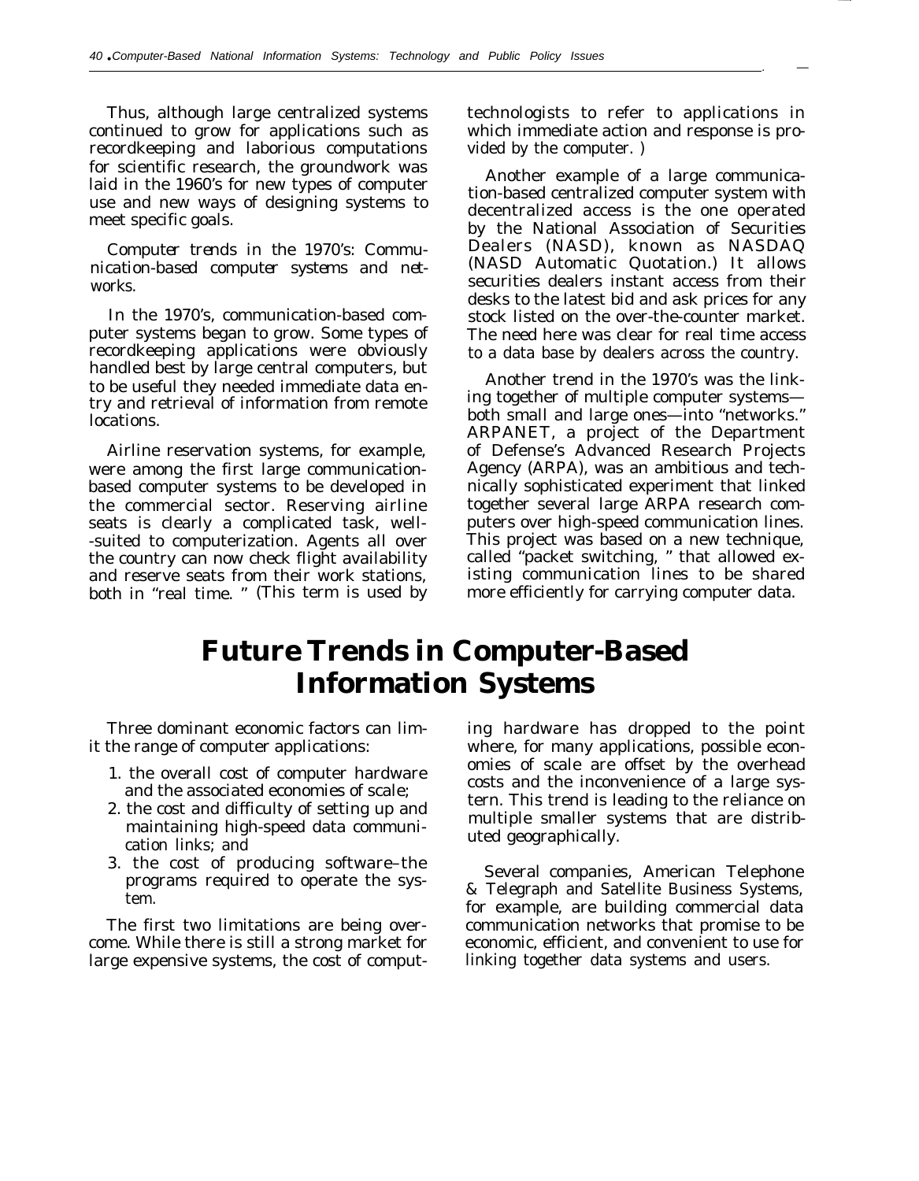Thus, although large centralized systems continued to grow for applications such as recordkeeping and laborious computations for scientific research, the groundwork was laid in the 1960's for new types of computer use and new ways of designing systems to meet specific goals.

*Computer trends in the 1970's: Communication-based computer systems and networks.*

In the 1970's, communication-based computer systems began to grow. Some types of recordkeeping applications were obviously handled best by large central computers, but to be useful they needed immediate data entry and retrieval of information from remote locations.

Airline reservation systems, for example, were among the first large communication-based computer systems to be developed in the commercial sector. Reserving airline seats is clearly a complicated task, well-suited to computerization. Agents all over the country can now check flight availability and reserve seats from their work stations, both in "real time." (This term is used by technologists to refer to applications in which immediate action and response is provided by the computer.)

Another example of a large communication-based centralized computer system with decentralized access is the one operated by the National Association of Securities Dealers (NASD), known as NASDAQ (NASD Automatic Quotation.) It allows securities dealers instant access from their desks to the latest bid and ask prices for any stock listed on the over-the-counter market. The need here was clear for real time access to a data base by dealers across the country.

Another trend in the 1970's was the linking together of multiple computer systems—both small and large ones—into "networks." ARPANET, a project of the Department of Defense's Advanced Research Projects Agency (ARPA), was an ambitious and technically sophisticated experiment that linked together several large ARPA research computers over high-speed communication lines. This project was based on a new technique, called "packet switching," that allowed existing communication lines to be shared more efficiently for carrying computer data.

# Future Trends in Computer-Based Information Systems

Three dominant economic factors can limit the range of computer applications:

1. the overall cost of computer hardware and the associated economies of scale;
2. the cost and difficulty of setting up and maintaining high-speed data communication links; and
3. the cost of producing software–the programs required to operate the system.

The first two limitations are being overcome. While there is still a strong market for large expensive systems, the cost of computing hardware has dropped to the point where, for many applications, possible economies of scale are offset by the overhead costs and the inconvenience of a large system. This trend is leading to the reliance on multiple smaller systems that are distributed geographically.

Several companies, American Telephone & Telegraph and Satellite Business Systems, for example, are building commercial data communication networks that promise to be economic, efficient, and convenient to use for linking together data systems and users.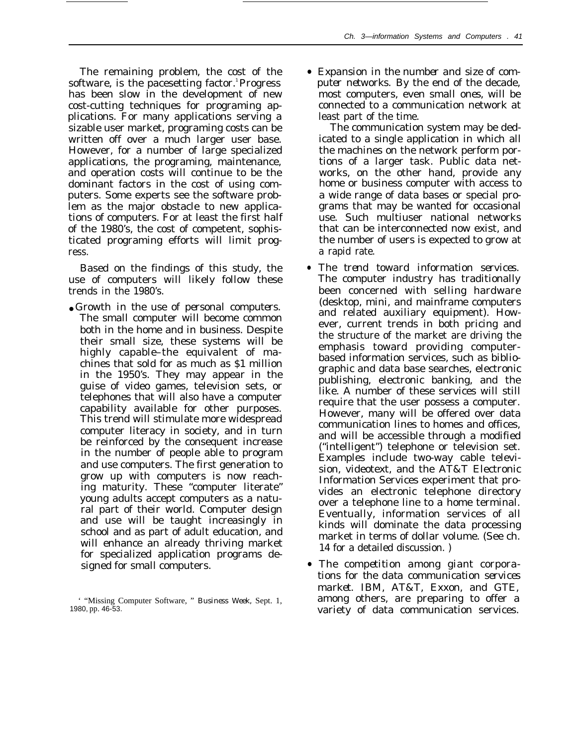The remaining problem, the cost of the software, is the pacesetting factor.[1] Progress has been slow in the development of new cost-cutting techniques for programing applications. For many applications serving a sizable user market, programing costs can be written off over a much larger user base. However, for a number of large specialized applications, the programing, maintenance, and operation costs will continue to be the dominant factors in the cost of using computers. Some experts see the software problem as the major obstacle to new applications of computers. For at least the first half of the 1980's, the cost of competent, sophisticated programing efforts will limit progress.

Based on the findings of this study, the use of computers will likely follow these trends in the 1980's.

- *Growth in the use of personal computers.* The small computer will become common both in the home and in business. Despite their small size, these systems will be highly capable–the equivalent of machines that sold for as much as $1 million in the 1950's. They may appear in the guise of video games, television sets, or telephones that will also have a computer capability available for other purposes. This trend will stimulate more widespread computer literacy in society, and in turn be reinforced by the consequent increase in the number of people able to program and use computers. The first generation to grow up with computers is now reaching maturity. These "computer literate" young adults accept computers as a natural part of their world. Computer design and use will be taught increasingly in school and as part of adult education, and will enhance an already thriving market for specialized application programs designed for small computers.
- *Expansion in the number and size of computer networks.* By the end of the decade, most computers, even small ones, will be connected to a communication network at least part of the time.

  The communication system may be dedicated to a single application in which all the machines on the network perform portions of a larger task. Public data networks, on the other hand, provide any home or business computer with access to a wide range of data bases or special programs that may be wanted for occasional use. Such multiuser national networks that can be interconnected now exist, and the number of users is expected to grow at a rapid rate.
- *The trend toward information services.* The computer industry has traditionally been concerned with selling hardware (desktop, mini, and mainframe computers and related auxiliary equipment). However, current trends in both pricing and the structure of the market are driving the emphasis toward providing computer-based information services, such as bibliographic and data base searches, electronic publishing, electronic banking, and the like. A number of these services will still require that the user possess a computer. However, many will be offered over data communication lines to homes and offices, and will be accessible through a modified ("intelligent") telephone or television set. Examples include two-way cable television, videotext, and the AT&T Electronic Information Services experiment that provides an electronic telephone directory over a telephone line to a home terminal. Eventually, information services of all kinds will dominate the data processing market in terms of dollar volume. (See ch. 14 for a detailed discussion. )
- *The competition among giant corporations for the data communication services market.* IBM, AT&T, Exxon, and GTE, among others, are preparing to offer a variety of data communication services.

[1] "Missing Computer Software," *Business Week*, Sept. 1, 1980, pp. 46-53.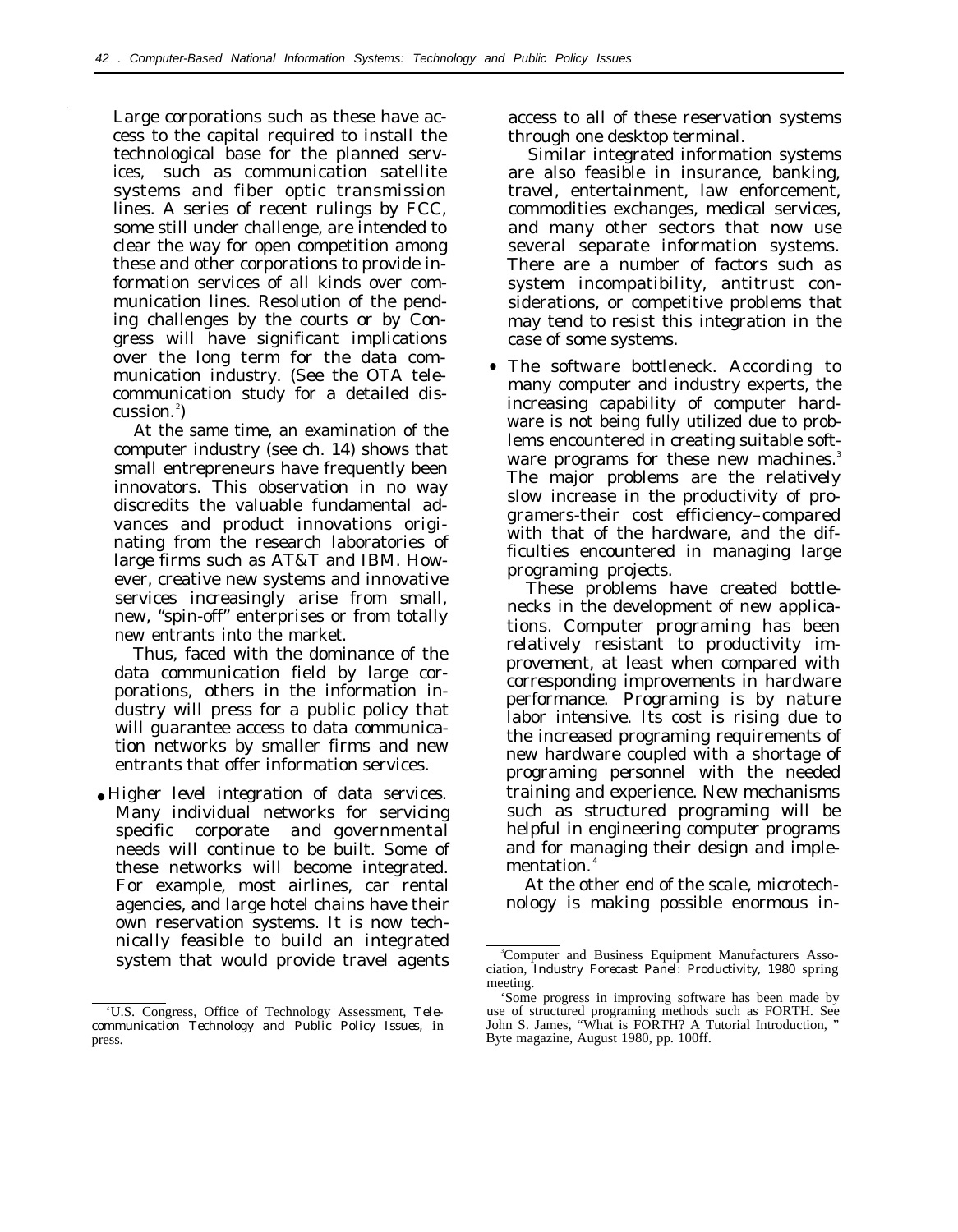Large corporations such as these have access to the capital required to install the technological base for the planned services, such as communication satellite systems and fiber optic transmission lines. A series of recent rulings by FCC, some still under challenge, are intended to clear the way for open competition among these and other corporations to provide information services of all kinds over communication lines. Resolution of the pending challenges by the courts or by Congress will have significant implications over the long term for the data communication industry. (See the OTA telecommunication study for a detailed discussion.[2])

At the same time, an examination of the computer industry (see ch. 14) shows that small entrepreneurs have frequently been innovators. This observation in no way discredits the valuable fundamental advances and product innovations originating from the research laboratories of large firms such as AT&T and IBM. However, creative new systems and innovative services increasingly arise from small, new, "spin-off" enterprises or from totally new entrants into the market.

Thus, faced with the dominance of the data communication field by large corporations, others in the information industry will press for a public policy that will guarantee access to data communication networks by smaller firms and new entrants that offer information services.

- *Higher level integration of data services.* Many individual networks for servicing specific corporate and governmental needs will continue to be built. Some of these networks will become integrated. For example, most airlines, car rental agencies, and large hotel chains have their own reservation systems. It is now technically feasible to build an integrated system that would provide travel agents access to all of these reservation systems through one desktop terminal.

  Similar integrated information systems are also feasible in insurance, banking, travel, entertainment, law enforcement, commodities exchanges, medical services, and many other sectors that now use several separate information systems. There are a number of factors such as system incompatibility, antitrust considerations, or competitive problems that may tend to resist this integration in the case of some systems.

- *The software bottleneck.* According to many computer and industry experts, the increasing capability of computer hardware is not being fully utilized due to problems encountered in creating suitable software programs for these new machines.[3] The major problems are the relatively slow increase in the productivity of programers-their cost efficiency–compared with that of the hardware, and the difficulties encountered in managing large programing projects.

  These problems have created bottlenecks in the development of new applications. Computer programing has been relatively resistant to productivity improvement, at least when compared with corresponding improvements in hardware performance. Programing is by nature labor intensive. Its cost is rising due to the increased programing requirements of new hardware coupled with a shortage of programing personnel with the needed training and experience. New mechanisms such as structured programing will be helpful in engineering computer programs and for managing their design and implementation.[4]

  At the other end of the scale, microtechnology is making possible enormous in-

---

[2]U.S. Congress, Office of Technology Assessment, *Telecommunication Technology and Public Policy Issues,* in press.

[3]Computer and Business Equipment Manufacturers Association, *Industry Forecast Panel: Productivity, 1980* spring meeting.

[4]Some progress in improving software has been made by use of structured programing methods such as FORTH. See John S. James, "What is FORTH? A Tutorial Introduction, " Byte magazine, August 1980, pp. 100ff.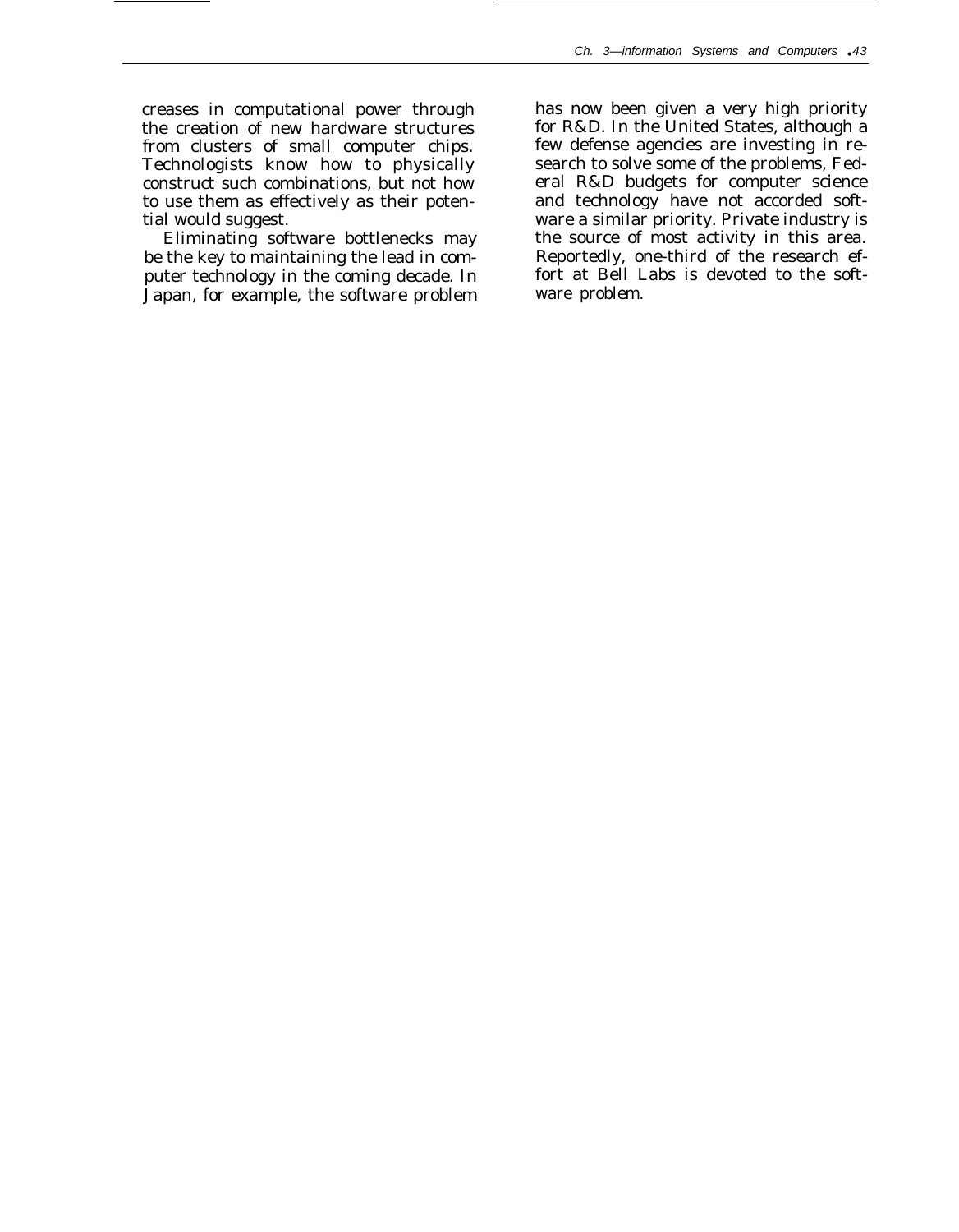creases in computational power through the creation of new hardware structures from clusters of small computer chips. Technologists know how to physically construct such combinations, but not how to use them as effectively as their potential would suggest.

Eliminating software bottlenecks may be the key to maintaining the lead in computer technology in the coming decade. In Japan, for example, the software problem has now been given a very high priority for R&D. In the United States, although a few defense agencies are investing in research to solve some of the problems, Federal R&D budgets for computer science and technology have not accorded software a similar priority. Private industry is the source of most activity in this area. Reportedly, one-third of the research effort at Bell Labs is devoted to the software problem.